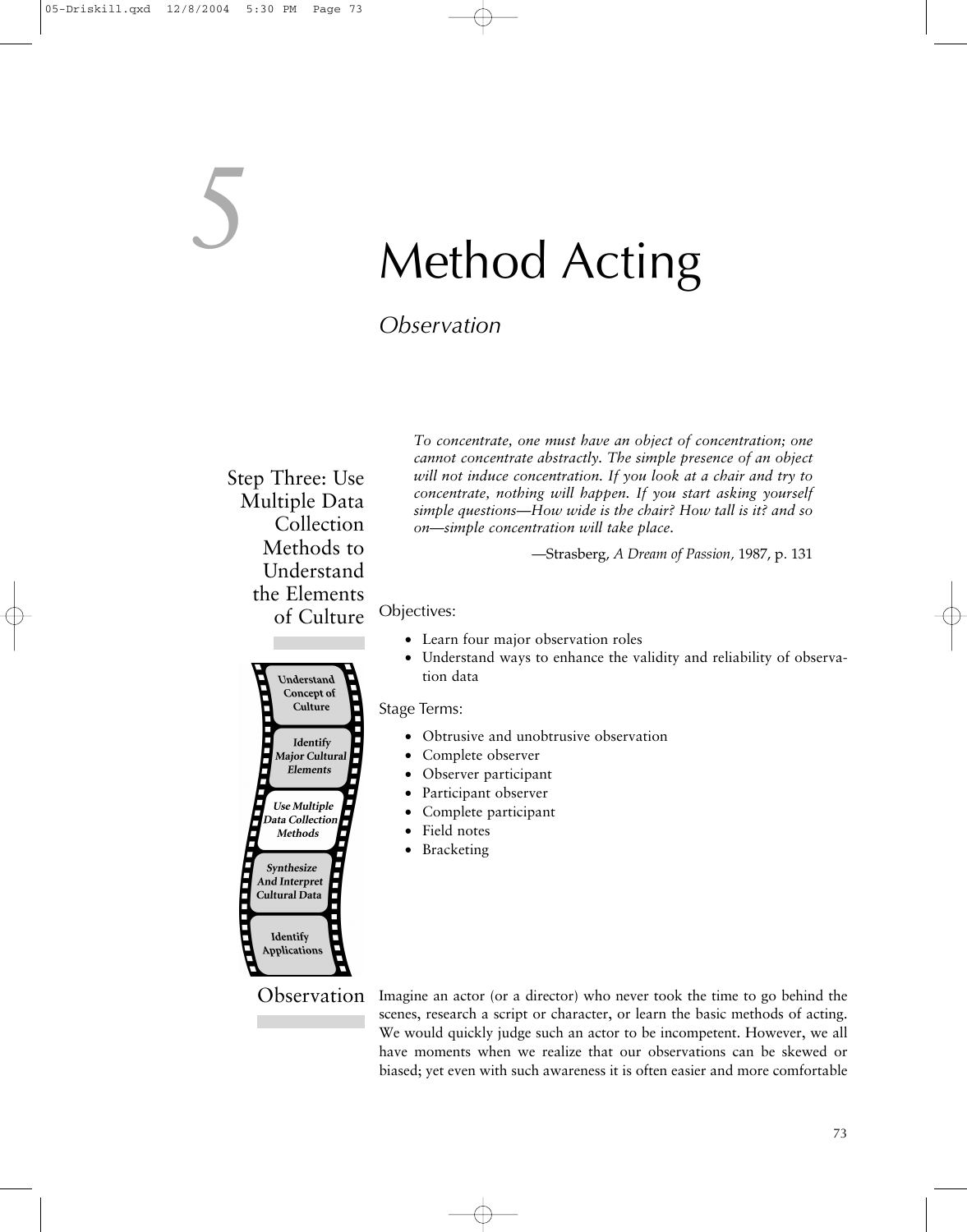# 5 Method Acting

## *Observation*

Step Three: Use Multiple Data Collection Methods to Understand the Elements of Culture

*To concentrate, one must have an object of concentration; one cannot concentrate abstractly. The simple presence of an object will not induce concentration. If you look at a chair and try to concentrate, nothing will happen. If you start asking yourself simple questions—How wide is the chair? How tall is it? and so on—simple concentration will take place.*

—Strasberg, *A Dream of Passion,* 1987, p. 131

Objectives:

- Learn four major observation roles
- Understand ways to enhance the validity and reliability of observation data

Understand Concept of Culture

Identify Major Cultural Elements

Use Multiple Data Collection Methods

Synthesize And Interpret Cultural Data

Identify Applications

Stage Terms:

- Obtrusive and unobtrusive observation
- Complete observer
- Observer participant
- Participant observer
- Complete participant
- Field notes
- Bracketing

### Observation

Imagine an actor (or a director) who never took the time to go behind the scenes, research a script or character, or learn the basic methods of acting. We would quickly judge such an actor to be incompetent. However, we all have moments when we realize that our observations can be skewed or biased; yet even with such awareness it is often easier and more comfortable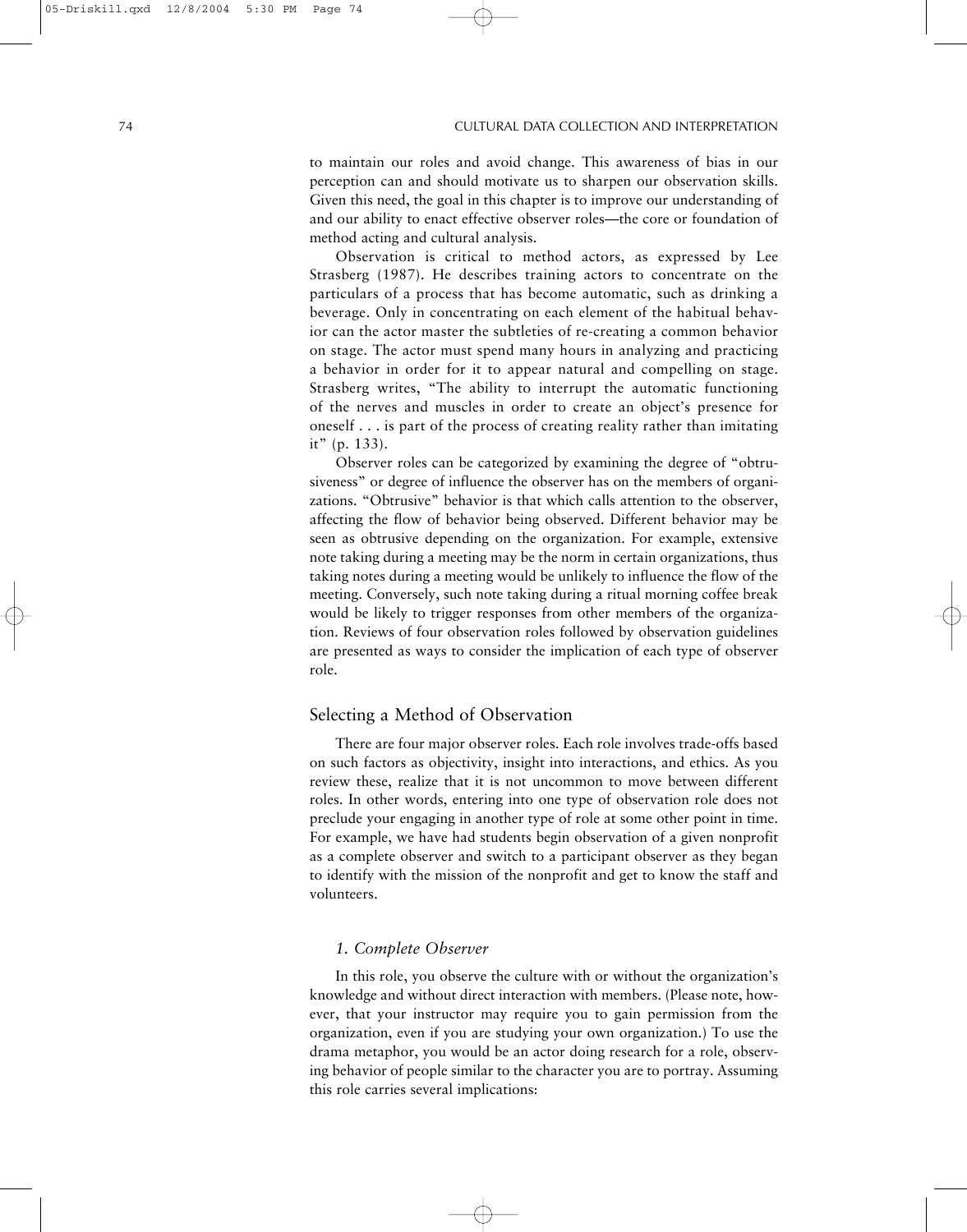to maintain our roles and avoid change. This awareness of bias in our perception can and should motivate us to sharpen our observation skills. Given this need, the goal in this chapter is to improve our understanding of and our ability to enact effective observer roles—the core or foundation of method acting and cultural analysis.

Observation is critical to method actors, as expressed by Lee Strasberg (1987). He describes training actors to concentrate on the particulars of a process that has become automatic, such as drinking a beverage. Only in concentrating on each element of the habitual behavior can the actor master the subtleties of re-creating a common behavior on stage. The actor must spend many hours in analyzing and practicing a behavior in order for it to appear natural and compelling on stage. Strasberg writes, "The ability to interrupt the automatic functioning of the nerves and muscles in order to create an object's presence for oneself . . . is part of the process of creating reality rather than imitating it" (p. 133).

Observer roles can be categorized by examining the degree of "obtrusiveness" or degree of influence the observer has on the members of organizations. "Obtrusive" behavior is that which calls attention to the observer, affecting the flow of behavior being observed. Different behavior may be seen as obtrusive depending on the organization. For example, extensive note taking during a meeting may be the norm in certain organizations, thus taking notes during a meeting would be unlikely to influence the flow of the meeting. Conversely, such note taking during a ritual morning coffee break would be likely to trigger responses from other members of the organization. Reviews of four observation roles followed by observation guidelines are presented as ways to consider the implication of each type of observer role.

## Selecting a Method of Observation

There are four major observer roles. Each role involves trade-offs based on such factors as objectivity, insight into interactions, and ethics. As you review these, realize that it is not uncommon to move between different roles. In other words, entering into one type of observation role does not preclude your engaging in another type of role at some other point in time. For example, we have had students begin observation of a given nonprofit as a complete observer and switch to a participant observer as they began to identify with the mission of the nonprofit and get to know the staff and volunteers.

### *1. Complete Observer*

In this role, you observe the culture with or without the organization's knowledge and without direct interaction with members. (Please note, however, that your instructor may require you to gain permission from the organization, even if you are studying your own organization.) To use the drama metaphor, you would be an actor doing research for a role, observing behavior of people similar to the character you are to portray. Assuming this role carries several implications: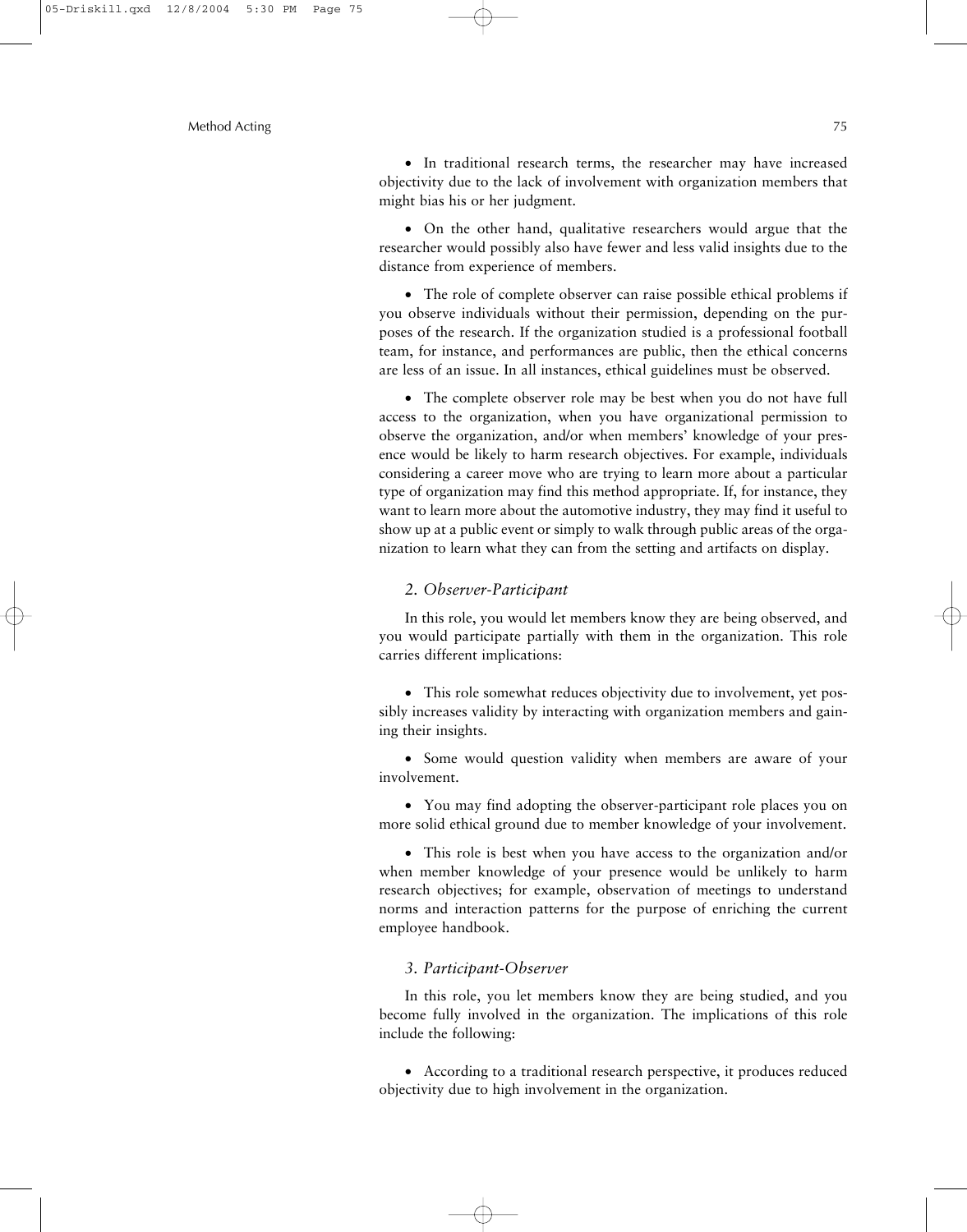- In traditional research terms, the researcher may have increased objectivity due to the lack of involvement with organization members that might bias his or her judgment.

- On the other hand, qualitative researchers would argue that the researcher would possibly also have fewer and less valid insights due to the distance from experience of members.

- The role of complete observer can raise possible ethical problems if you observe individuals without their permission, depending on the purposes of the research. If the organization studied is a professional football team, for instance, and performances are public, then the ethical concerns are less of an issue. In all instances, ethical guidelines must be observed.

- The complete observer role may be best when you do not have full access to the organization, when you have organizational permission to observe the organization, and/or when members' knowledge of your presence would be likely to harm research objectives. For example, individuals considering a career move who are trying to learn more about a particular type of organization may find this method appropriate. If, for instance, they want to learn more about the automotive industry, they may find it useful to show up at a public event or simply to walk through public areas of the organization to learn what they can from the setting and artifacts on display.

### *2. Observer-Participant*

In this role, you would let members know they are being observed, and you would participate partially with them in the organization. This role carries different implications:

- This role somewhat reduces objectivity due to involvement, yet possibly increases validity by interacting with organization members and gaining their insights.

- Some would question validity when members are aware of your involvement.

- You may find adopting the observer-participant role places you on more solid ethical ground due to member knowledge of your involvement.

- This role is best when you have access to the organization and/or when member knowledge of your presence would be unlikely to harm research objectives; for example, observation of meetings to understand norms and interaction patterns for the purpose of enriching the current employee handbook.

### *3. Participant-Observer*

In this role, you let members know they are being studied, and you become fully involved in the organization. The implications of this role include the following:

- According to a traditional research perspective, it produces reduced objectivity due to high involvement in the organization.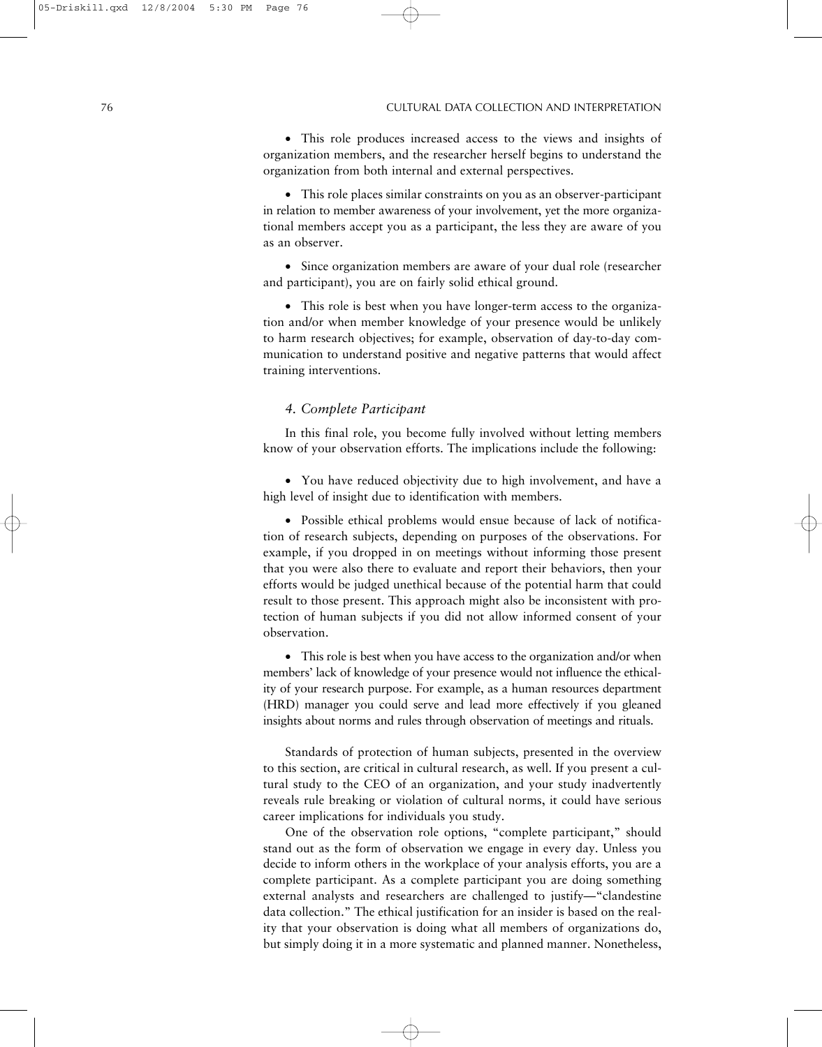- This role produces increased access to the views and insights of organization members, and the researcher herself begins to understand the organization from both internal and external perspectives.

- This role places similar constraints on you as an observer-participant in relation to member awareness of your involvement, yet the more organizational members accept you as a participant, the less they are aware of you as an observer.

- Since organization members are aware of your dual role (researcher and participant), you are on fairly solid ethical ground.

- This role is best when you have longer-term access to the organization and/or when member knowledge of your presence would be unlikely to harm research objectives; for example, observation of day-to-day communication to understand positive and negative patterns that would affect training interventions.

### *4. Complete Participant*

In this final role, you become fully involved without letting members know of your observation efforts. The implications include the following:

- You have reduced objectivity due to high involvement, and have a high level of insight due to identification with members.

- Possible ethical problems would ensue because of lack of notification of research subjects, depending on purposes of the observations. For example, if you dropped in on meetings without informing those present that you were also there to evaluate and report their behaviors, then your efforts would be judged unethical because of the potential harm that could result to those present. This approach might also be inconsistent with protection of human subjects if you did not allow informed consent of your observation.

- This role is best when you have access to the organization and/or when members' lack of knowledge of your presence would not influence the ethicality of your research purpose. For example, as a human resources department (HRD) manager you could serve and lead more effectively if you gleaned insights about norms and rules through observation of meetings and rituals.

Standards of protection of human subjects, presented in the overview to this section, are critical in cultural research, as well. If you present a cultural study to the CEO of an organization, and your study inadvertently reveals rule breaking or violation of cultural norms, it could have serious career implications for individuals you study.

One of the observation role options, "complete participant," should stand out as the form of observation we engage in every day. Unless you decide to inform others in the workplace of your analysis efforts, you are a complete participant. As a complete participant you are doing something external analysts and researchers are challenged to justify—"clandestine data collection." The ethical justification for an insider is based on the reality that your observation is doing what all members of organizations do, but simply doing it in a more systematic and planned manner. Nonetheless,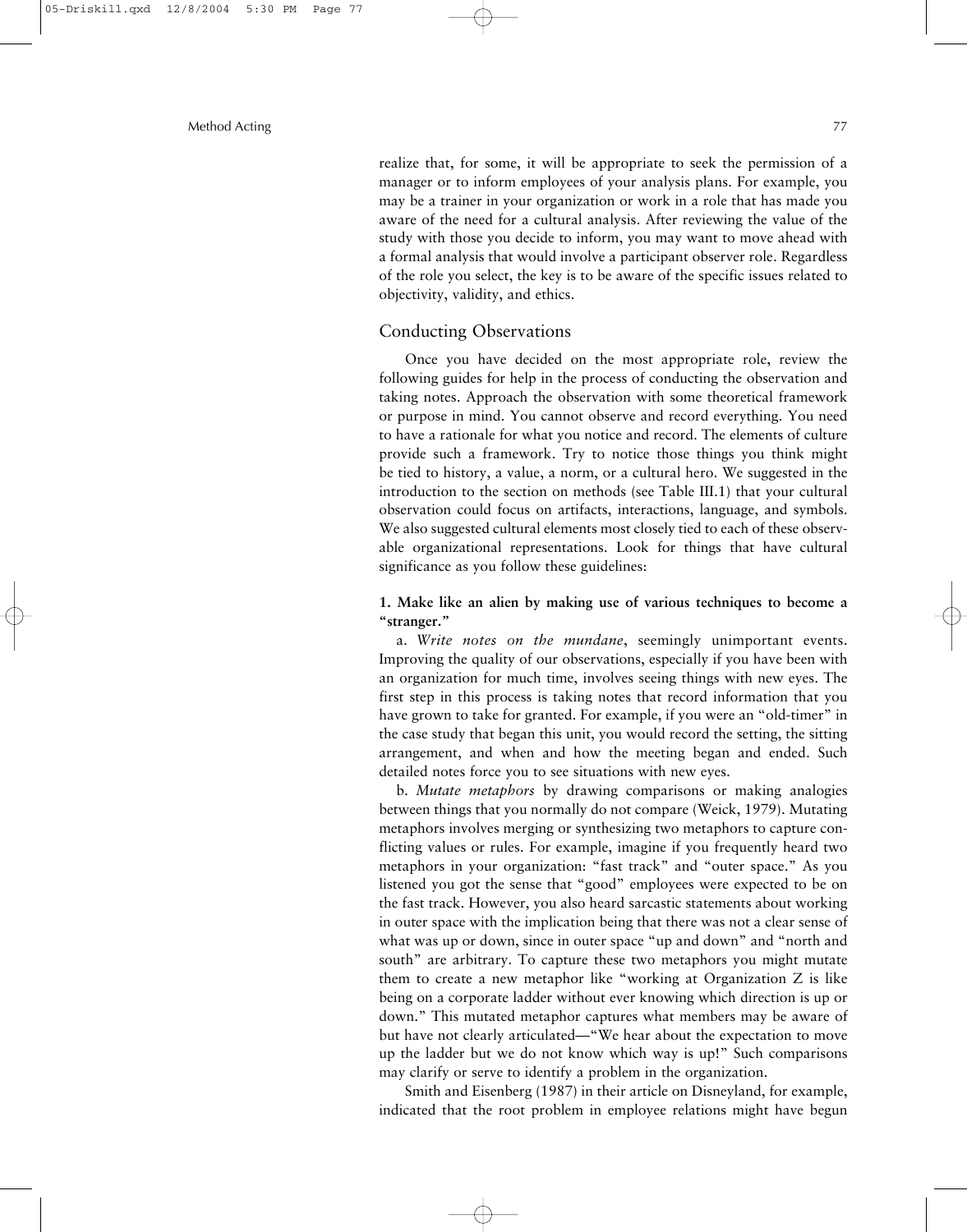realize that, for some, it will be appropriate to seek the permission of a manager or to inform employees of your analysis plans. For example, you may be a trainer in your organization or work in a role that has made you aware of the need for a cultural analysis. After reviewing the value of the study with those you decide to inform, you may want to move ahead with a formal analysis that would involve a participant observer role. Regardless of the role you select, the key is to be aware of the specific issues related to objectivity, validity, and ethics.

## Conducting Observations

Once you have decided on the most appropriate role, review the following guides for help in the process of conducting the observation and taking notes. Approach the observation with some theoretical framework or purpose in mind. You cannot observe and record everything. You need to have a rationale for what you notice and record. The elements of culture provide such a framework. Try to notice those things you think might be tied to history, a value, a norm, or a cultural hero. We suggested in the introduction to the section on methods (see Table III.1) that your cultural observation could focus on artifacts, interactions, language, and symbols. We also suggested cultural elements most closely tied to each of these observable organizational representations. Look for things that have cultural significance as you follow these guidelines:

**1. Make like an alien by making use of various techniques to become a "stranger."**

a. *Write notes on the mundane*, seemingly unimportant events. Improving the quality of our observations, especially if you have been with an organization for much time, involves seeing things with new eyes. The first step in this process is taking notes that record information that you have grown to take for granted. For example, if you were an "old-timer" in the case study that began this unit, you would record the setting, the sitting arrangement, and when and how the meeting began and ended. Such detailed notes force you to see situations with new eyes.

b. *Mutate metaphors* by drawing comparisons or making analogies between things that you normally do not compare (Weick, 1979). Mutating metaphors involves merging or synthesizing two metaphors to capture conflicting values or rules. For example, imagine if you frequently heard two metaphors in your organization: "fast track" and "outer space." As you listened you got the sense that "good" employees were expected to be on the fast track. However, you also heard sarcastic statements about working in outer space with the implication being that there was not a clear sense of what was up or down, since in outer space "up and down" and "north and south" are arbitrary. To capture these two metaphors you might mutate them to create a new metaphor like "working at Organization Z is like being on a corporate ladder without ever knowing which direction is up or down." This mutated metaphor captures what members may be aware of but have not clearly articulated—"We hear about the expectation to move up the ladder but we do not know which way is up!" Such comparisons may clarify or serve to identify a problem in the organization.

Smith and Eisenberg (1987) in their article on Disneyland, for example, indicated that the root problem in employee relations might have begun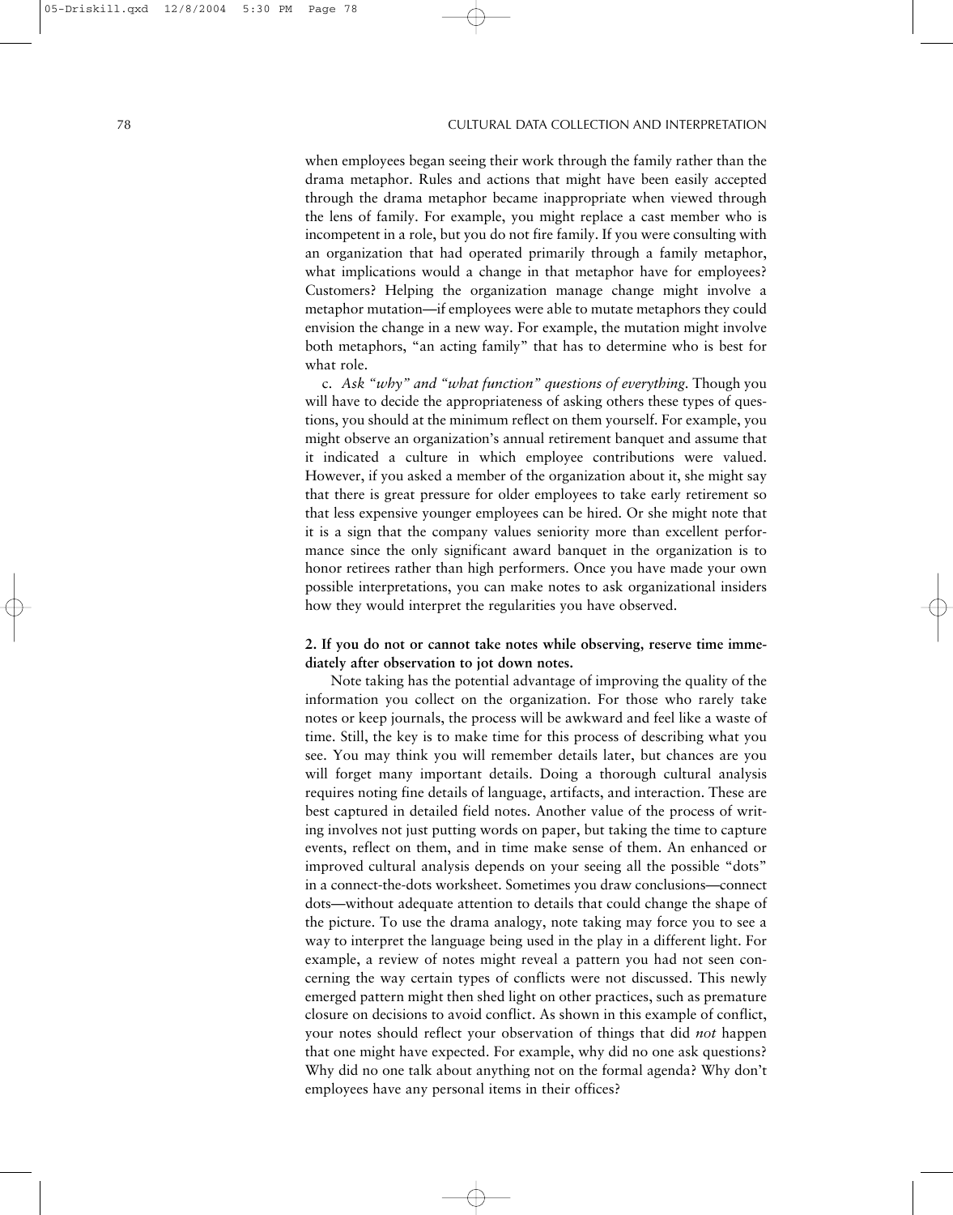when employees began seeing their work through the family rather than the drama metaphor. Rules and actions that might have been easily accepted through the drama metaphor became inappropriate when viewed through the lens of family. For example, you might replace a cast member who is incompetent in a role, but you do not fire family. If you were consulting with an organization that had operated primarily through a family metaphor, what implications would a change in that metaphor have for employees? Customers? Helping the organization manage change might involve a metaphor mutation—if employees were able to mutate metaphors they could envision the change in a new way. For example, the mutation might involve both metaphors, "an acting family" that has to determine who is best for what role.

c. *Ask "why" and "what function" questions of everything.* Though you will have to decide the appropriateness of asking others these types of questions, you should at the minimum reflect on them yourself. For example, you might observe an organization's annual retirement banquet and assume that it indicated a culture in which employee contributions were valued. However, if you asked a member of the organization about it, she might say that there is great pressure for older employees to take early retirement so that less expensive younger employees can be hired. Or she might note that it is a sign that the company values seniority more than excellent performance since the only significant award banquet in the organization is to honor retirees rather than high performers. Once you have made your own possible interpretations, you can make notes to ask organizational insiders how they would interpret the regularities you have observed.

**2. If you do not or cannot take notes while observing, reserve time immediately after observation to jot down notes.**

Note taking has the potential advantage of improving the quality of the information you collect on the organization. For those who rarely take notes or keep journals, the process will be awkward and feel like a waste of time. Still, the key is to make time for this process of describing what you see. You may think you will remember details later, but chances are you will forget many important details. Doing a thorough cultural analysis requires noting fine details of language, artifacts, and interaction. These are best captured in detailed field notes. Another value of the process of writing involves not just putting words on paper, but taking the time to capture events, reflect on them, and in time make sense of them. An enhanced or improved cultural analysis depends on your seeing all the possible "dots" in a connect-the-dots worksheet. Sometimes you draw conclusions—connect dots—without adequate attention to details that could change the shape of the picture. To use the drama analogy, note taking may force you to see a way to interpret the language being used in the play in a different light. For example, a review of notes might reveal a pattern you had not seen concerning the way certain types of conflicts were not discussed. This newly emerged pattern might then shed light on other practices, such as premature closure on decisions to avoid conflict. As shown in this example of conflict, your notes should reflect your observation of things that did *not* happen that one might have expected. For example, why did no one ask questions? Why did no one talk about anything not on the formal agenda? Why don't employees have any personal items in their offices?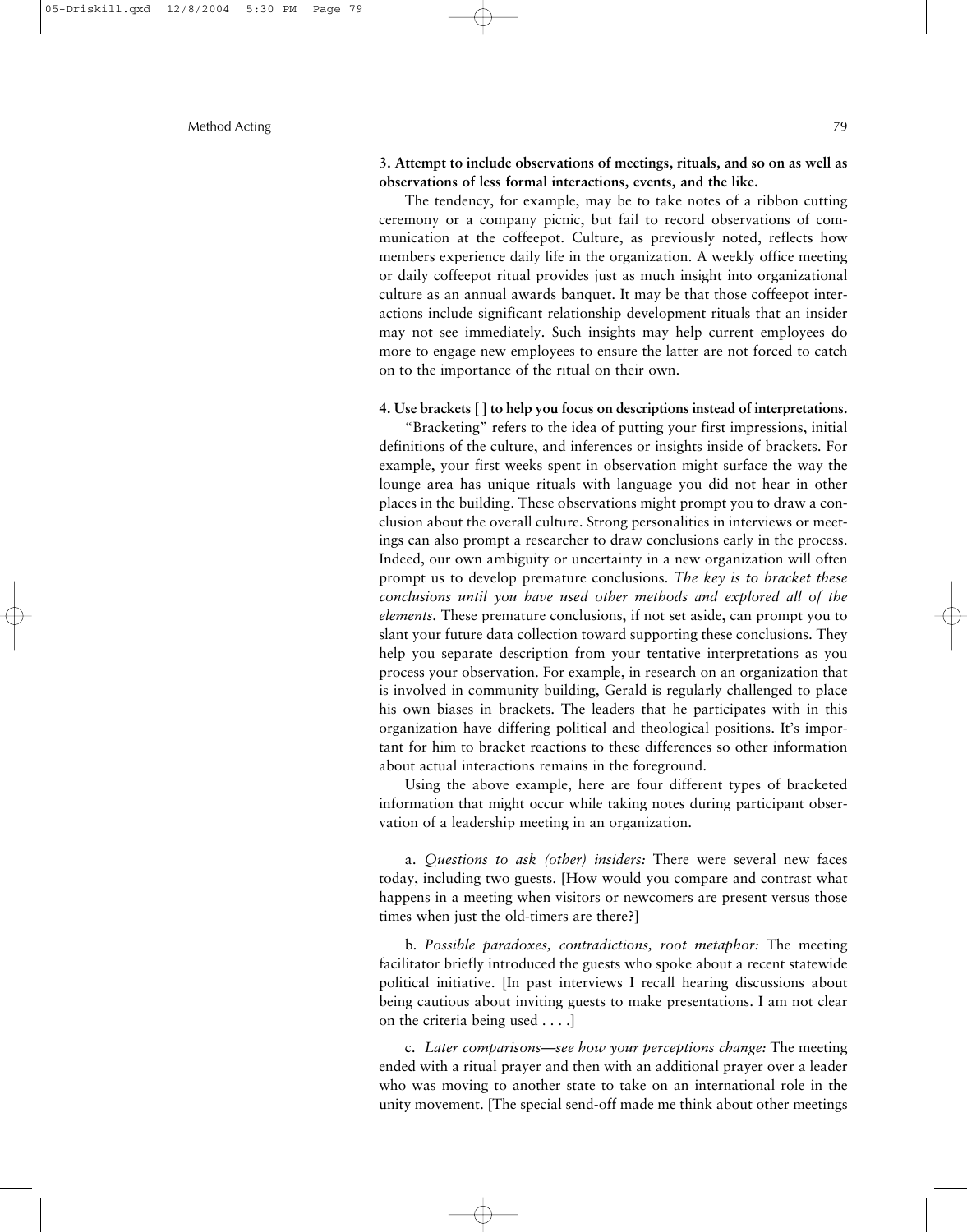**3. Attempt to include observations of meetings, rituals, and so on as well as observations of less formal interactions, events, and the like.**

The tendency, for example, may be to take notes of a ribbon cutting ceremony or a company picnic, but fail to record observations of communication at the coffeepot. Culture, as previously noted, reflects how members experience daily life in the organization. A weekly office meeting or daily coffeepot ritual provides just as much insight into organizational culture as an annual awards banquet. It may be that those coffeepot interactions include significant relationship development rituals that an insider may not see immediately. Such insights may help current employees do more to engage new employees to ensure the latter are not forced to catch on to the importance of the ritual on their own.

**4. Use brackets [ ] to help you focus on descriptions instead of interpretations.**

"Bracketing" refers to the idea of putting your first impressions, initial definitions of the culture, and inferences or insights inside of brackets. For example, your first weeks spent in observation might surface the way the lounge area has unique rituals with language you did not hear in other places in the building. These observations might prompt you to draw a conclusion about the overall culture. Strong personalities in interviews or meetings can also prompt a researcher to draw conclusions early in the process. Indeed, our own ambiguity or uncertainty in a new organization will often prompt us to develop premature conclusions. *The key is to bracket these conclusions until you have used other methods and explored all of the elements.* These premature conclusions, if not set aside, can prompt you to slant your future data collection toward supporting these conclusions. They help you separate description from your tentative interpretations as you process your observation. For example, in research on an organization that is involved in community building, Gerald is regularly challenged to place his own biases in brackets. The leaders that he participates with in this organization have differing political and theological positions. It's important for him to bracket reactions to these differences so other information about actual interactions remains in the foreground.

Using the above example, here are four different types of bracketed information that might occur while taking notes during participant observation of a leadership meeting in an organization.

a. *Questions to ask (other) insiders:* There were several new faces today, including two guests. [How would you compare and contrast what happens in a meeting when visitors or newcomers are present versus those times when just the old-timers are there?]

b. *Possible paradoxes, contradictions, root metaphor:* The meeting facilitator briefly introduced the guests who spoke about a recent statewide political initiative. [In past interviews I recall hearing discussions about being cautious about inviting guests to make presentations. I am not clear on the criteria being used . . . .]

c. *Later comparisons—see how your perceptions change:* The meeting ended with a ritual prayer and then with an additional prayer over a leader who was moving to another state to take on an international role in the unity movement. [The special send-off made me think about other meetings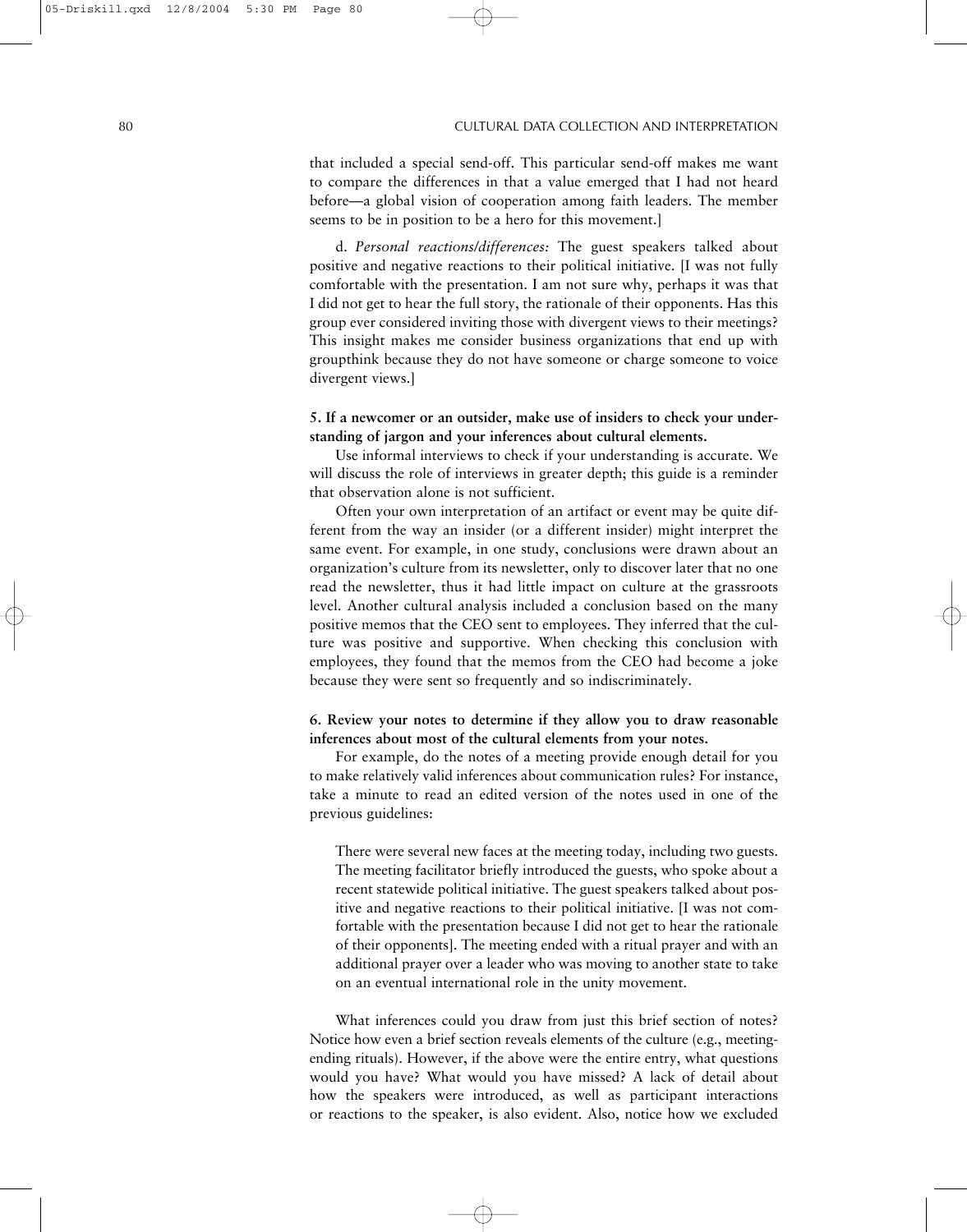that included a special send-off. This particular send-off makes me want to compare the differences in that a value emerged that I had not heard before—a global vision of cooperation among faith leaders. The member seems to be in position to be a hero for this movement.]

d. *Personal reactions/differences:* The guest speakers talked about positive and negative reactions to their political initiative. [I was not fully comfortable with the presentation. I am not sure why, perhaps it was that I did not get to hear the full story, the rationale of their opponents. Has this group ever considered inviting those with divergent views to their meetings? This insight makes me consider business organizations that end up with groupthink because they do not have someone or charge someone to voice divergent views.]

**5. If a newcomer or an outsider, make use of insiders to check your understanding of jargon and your inferences about cultural elements.**

Use informal interviews to check if your understanding is accurate. We will discuss the role of interviews in greater depth; this guide is a reminder that observation alone is not sufficient.

Often your own interpretation of an artifact or event may be quite different from the way an insider (or a different insider) might interpret the same event. For example, in one study, conclusions were drawn about an organization's culture from its newsletter, only to discover later that no one read the newsletter, thus it had little impact on culture at the grassroots level. Another cultural analysis included a conclusion based on the many positive memos that the CEO sent to employees. They inferred that the culture was positive and supportive. When checking this conclusion with employees, they found that the memos from the CEO had become a joke because they were sent so frequently and so indiscriminately.

**6. Review your notes to determine if they allow you to draw reasonable inferences about most of the cultural elements from your notes.**

For example, do the notes of a meeting provide enough detail for you to make relatively valid inferences about communication rules? For instance, take a minute to read an edited version of the notes used in one of the previous guidelines:

> There were several new faces at the meeting today, including two guests. The meeting facilitator briefly introduced the guests, who spoke about a recent statewide political initiative. The guest speakers talked about positive and negative reactions to their political initiative. [I was not comfortable with the presentation because I did not get to hear the rationale of their opponents]. The meeting ended with a ritual prayer and with an additional prayer over a leader who was moving to another state to take on an eventual international role in the unity movement.

What inferences could you draw from just this brief section of notes? Notice how even a brief section reveals elements of the culture (e.g., meeting-ending rituals). However, if the above were the entire entry, what questions would you have? What would you have missed? A lack of detail about how the speakers were introduced, as well as participant interactions or reactions to the speaker, is also evident. Also, notice how we excluded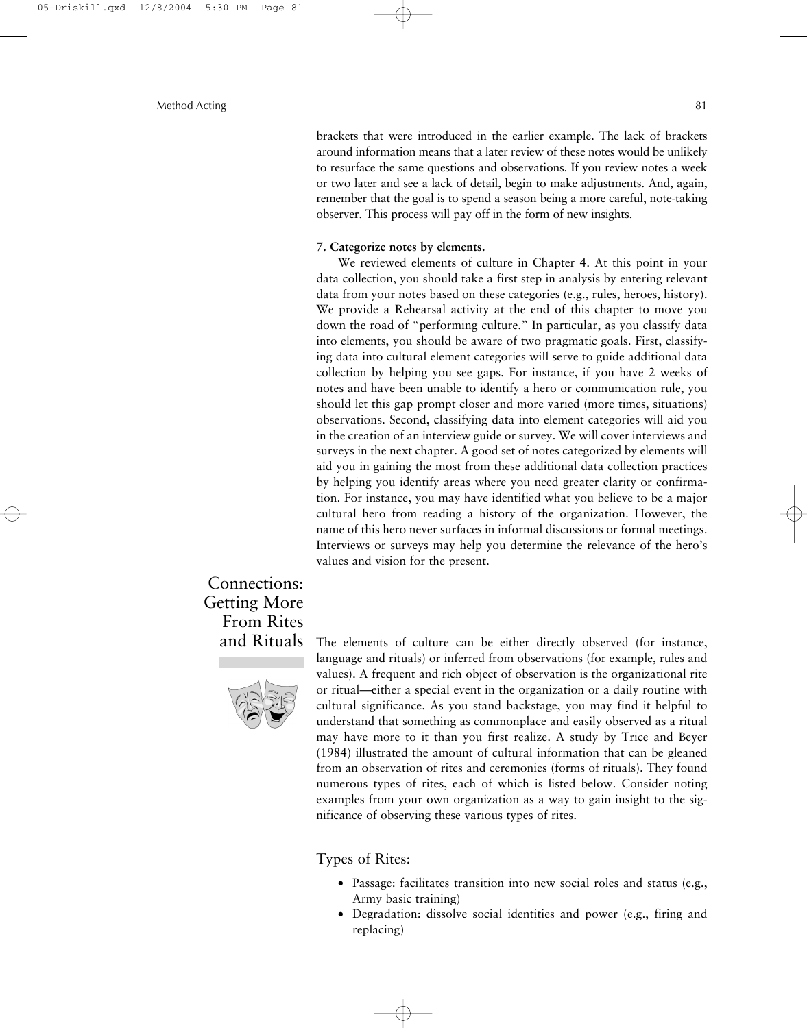brackets that were introduced in the earlier example. The lack of brackets around information means that a later review of these notes would be unlikely to resurface the same questions and observations. If you review notes a week or two later and see a lack of detail, begin to make adjustments. And, again, remember that the goal is to spend a season being a more careful, note-taking observer. This process will pay off in the form of new insights.

**7. Categorize notes by elements.**

We reviewed elements of culture in Chapter 4. At this point in your data collection, you should take a first step in analysis by entering relevant data from your notes based on these categories (e.g., rules, heroes, history). We provide a Rehearsal activity at the end of this chapter to move you down the road of "performing culture." In particular, as you classify data into elements, you should be aware of two pragmatic goals. First, classifying data into cultural element categories will serve to guide additional data collection by helping you see gaps. For instance, if you have 2 weeks of notes and have been unable to identify a hero or communication rule, you should let this gap prompt closer and more varied (more times, situations) observations. Second, classifying data into element categories will aid you in the creation of an interview guide or survey. We will cover interviews and surveys in the next chapter. A good set of notes categorized by elements will aid you in gaining the most from these additional data collection practices by helping you identify areas where you need greater clarity or confirmation. For instance, you may have identified what you believe to be a major cultural hero from reading a history of the organization. However, the name of this hero never surfaces in informal discussions or formal meetings. Interviews or surveys may help you determine the relevance of the hero's values and vision for the present.

## Connections: Getting More From Rites and Rituals

The elements of culture can be either directly observed (for instance, language and rituals) or inferred from observations (for example, rules and values). A frequent and rich object of observation is the organizational rite or ritual—either a special event in the organization or a daily routine with cultural significance. As you stand backstage, you may find it helpful to understand that something as commonplace and easily observed as a ritual may have more to it than you first realize. A study by Trice and Beyer (1984) illustrated the amount of cultural information that can be gleaned from an observation of rites and ceremonies (forms of rituals). They found numerous types of rites, each of which is listed below. Consider noting examples from your own organization as a way to gain insight to the significance of observing these various types of rites.

### Types of Rites:

- Passage: facilitates transition into new social roles and status (e.g., Army basic training)
- Degradation: dissolve social identities and power (e.g., firing and replacing)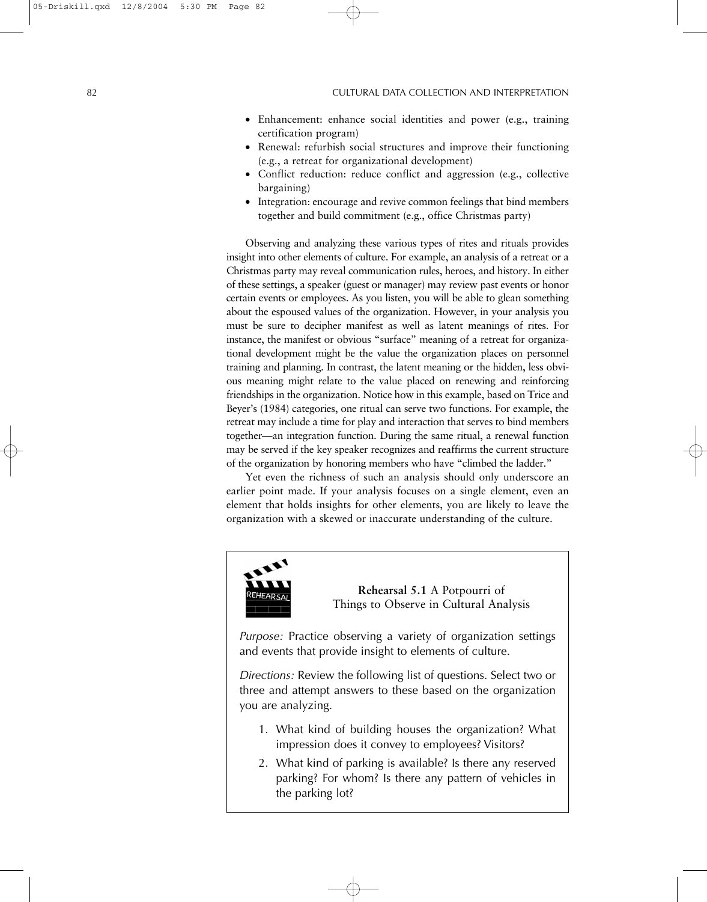- Enhancement: enhance social identities and power (e.g., training certification program)
- Renewal: refurbish social structures and improve their functioning (e.g., a retreat for organizational development)
- Conflict reduction: reduce conflict and aggression (e.g., collective bargaining)
- Integration: encourage and revive common feelings that bind members together and build commitment (e.g., office Christmas party)

Observing and analyzing these various types of rites and rituals provides insight into other elements of culture. For example, an analysis of a retreat or a Christmas party may reveal communication rules, heroes, and history. In either of these settings, a speaker (guest or manager) may review past events or honor certain events or employees. As you listen, you will be able to glean something about the espoused values of the organization. However, in your analysis you must be sure to decipher manifest as well as latent meanings of rites. For instance, the manifest or obvious "surface" meaning of a retreat for organizational development might be the value the organization places on personnel training and planning. In contrast, the latent meaning or the hidden, less obvious meaning might relate to the value placed on renewing and reinforcing friendships in the organization. Notice how in this example, based on Trice and Beyer's (1984) categories, one ritual can serve two functions. For example, the retreat may include a time for play and interaction that serves to bind members together—an integration function. During the same ritual, a renewal function may be served if the key speaker recognizes and reaffirms the current structure of the organization by honoring members who have "climbed the ladder."

Yet even the richness of such an analysis should only underscore an earlier point made. If your analysis focuses on a single element, even an element that holds insights for other elements, you are likely to leave the organization with a skewed or inaccurate understanding of the culture.

---

REHEARSAL

**Rehearsal 5.1** A Potpourri of Things to Observe in Cultural Analysis

*Purpose:* Practice observing a variety of organization settings and events that provide insight to elements of culture.

*Directions:* Review the following list of questions. Select two or three and attempt answers to these based on the organization you are analyzing.

1. What kind of building houses the organization? What impression does it convey to employees? Visitors?
2. What kind of parking is available? Is there any reserved parking? For whom? Is there any pattern of vehicles in the parking lot?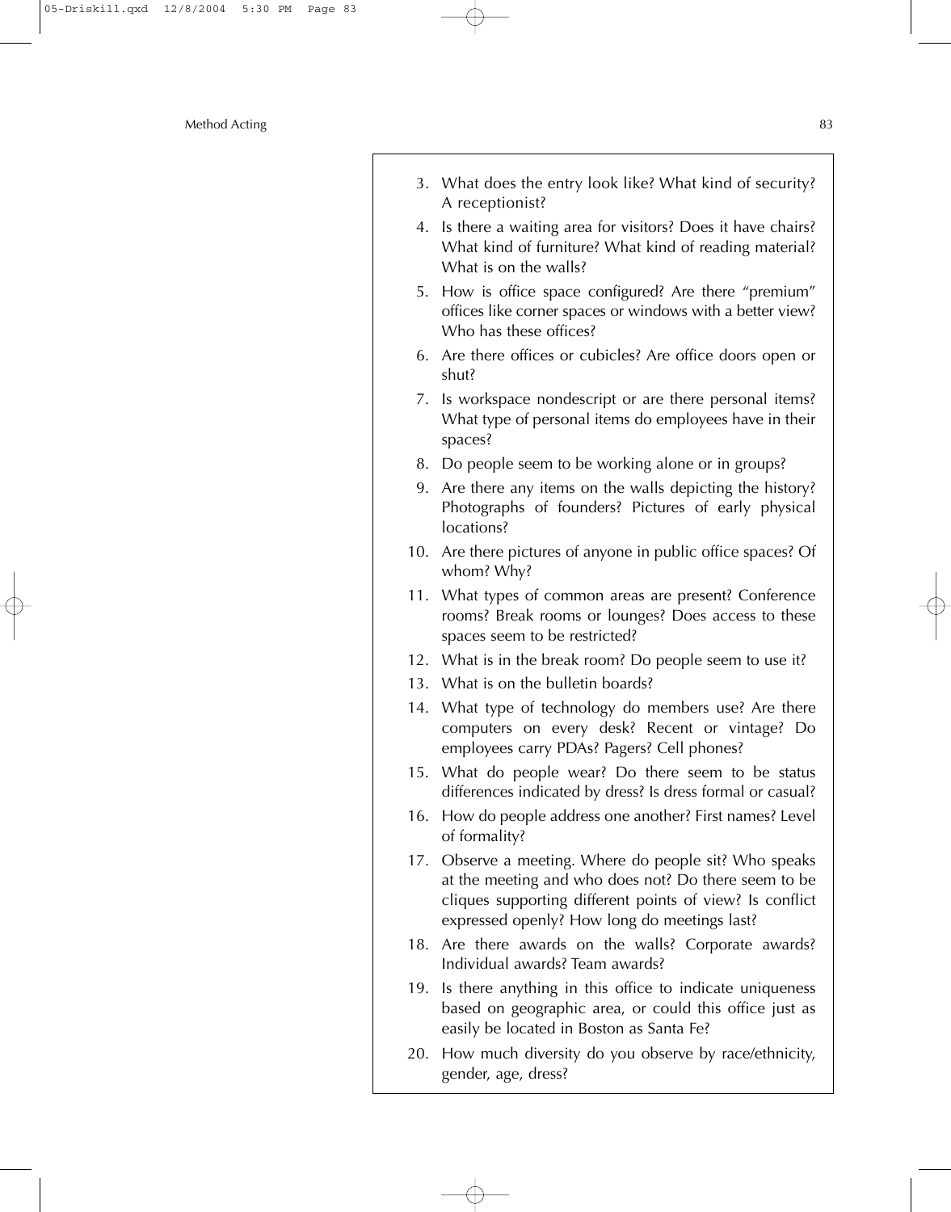3. What does the entry look like? What kind of security? A receptionist?
4. Is there a waiting area for visitors? Does it have chairs? What kind of furniture? What kind of reading material? What is on the walls?
5. How is office space configured? Are there "premium" offices like corner spaces or windows with a better view? Who has these offices?
6. Are there offices or cubicles? Are office doors open or shut?
7. Is workspace nondescript or are there personal items? What type of personal items do employees have in their spaces?
8. Do people seem to be working alone or in groups?
9. Are there any items on the walls depicting the history? Photographs of founders? Pictures of early physical locations?
10. Are there pictures of anyone in public office spaces? Of whom? Why?
11. What types of common areas are present? Conference rooms? Break rooms or lounges? Does access to these spaces seem to be restricted?
12. What is in the break room? Do people seem to use it?
13. What is on the bulletin boards?
14. What type of technology do members use? Are there computers on every desk? Recent or vintage? Do employees carry PDAs? Pagers? Cell phones?
15. What do people wear? Do there seem to be status differences indicated by dress? Is dress formal or casual?
16. How do people address one another? First names? Level of formality?
17. Observe a meeting. Where do people sit? Who speaks at the meeting and who does not? Do there seem to be cliques supporting different points of view? Is conflict expressed openly? How long do meetings last?
18. Are there awards on the walls? Corporate awards? Individual awards? Team awards?
19. Is there anything in this office to indicate uniqueness based on geographic area, or could this office just as easily be located in Boston as Santa Fe?
20. How much diversity do you observe by race/ethnicity, gender, age, dress?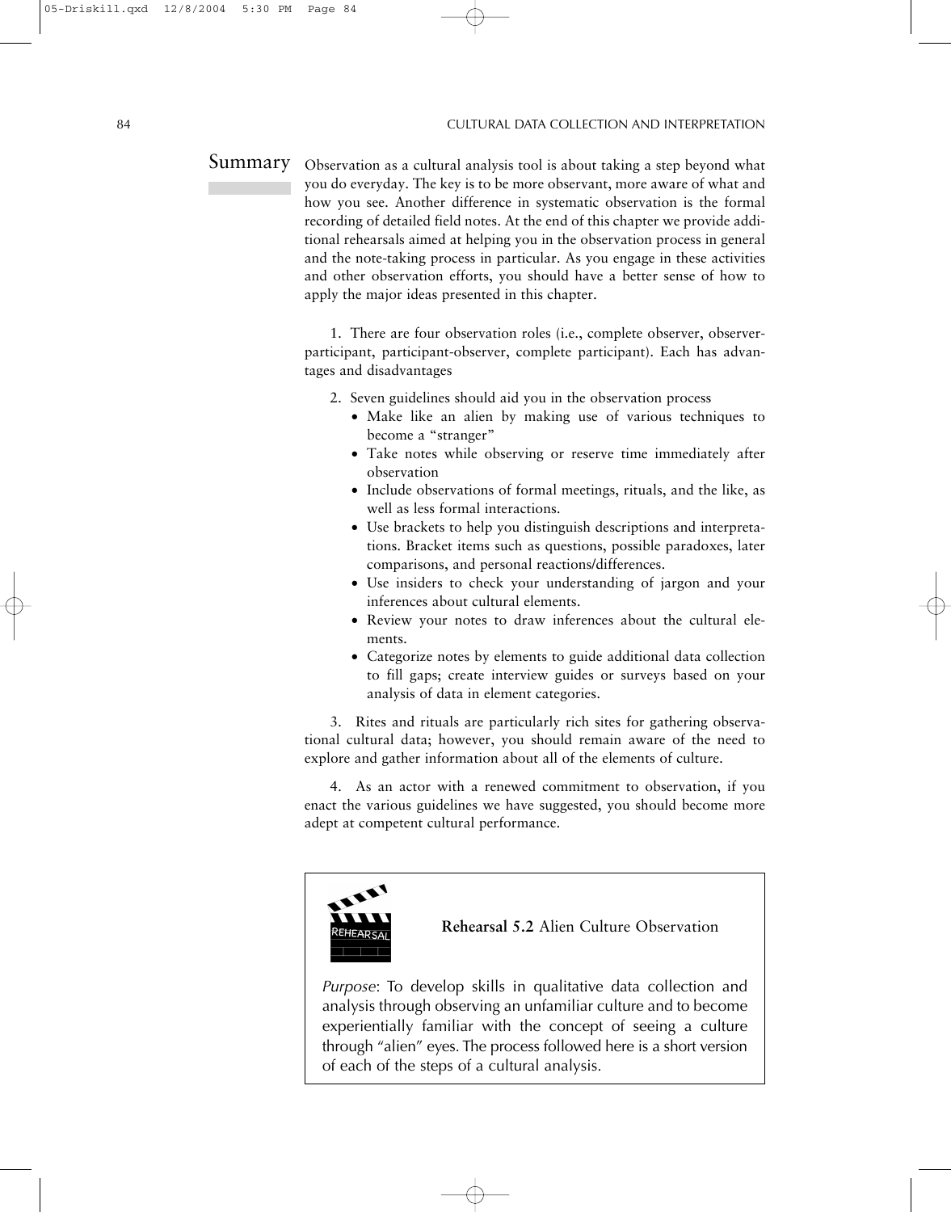## Summary

Observation as a cultural analysis tool is about taking a step beyond what you do everyday. The key is to be more observant, more aware of what and how you see. Another difference in systematic observation is the formal recording of detailed field notes. At the end of this chapter we provide additional rehearsals aimed at helping you in the observation process in general and the note-taking process in particular. As you engage in these activities and other observation efforts, you should have a better sense of how to apply the major ideas presented in this chapter.

1. There are four observation roles (i.e., complete observer, observer-participant, participant-observer, complete participant). Each has advantages and disadvantages

2. Seven guidelines should aid you in the observation process
   - Make like an alien by making use of various techniques to become a "stranger"
   - Take notes while observing or reserve time immediately after observation
   - Include observations of formal meetings, rituals, and the like, as well as less formal interactions.
   - Use brackets to help you distinguish descriptions and interpretations. Bracket items such as questions, possible paradoxes, later comparisons, and personal reactions/differences.
   - Use insiders to check your understanding of jargon and your inferences about cultural elements.
   - Review your notes to draw inferences about the cultural elements.
   - Categorize notes by elements to guide additional data collection to fill gaps; create interview guides or surveys based on your analysis of data in element categories.

3. Rites and rituals are particularly rich sites for gathering observational cultural data; however, you should remain aware of the need to explore and gather information about all of the elements of culture.

4. As an actor with a renewed commitment to observation, if you enact the various guidelines we have suggested, you should become more adept at competent cultural performance.

**Rehearsal 5.2** Alien Culture Observation

*Purpose*: To develop skills in qualitative data collection and analysis through observing an unfamiliar culture and to become experientially familiar with the concept of seeing a culture through "alien" eyes. The process followed here is a short version of each of the steps of a cultural analysis.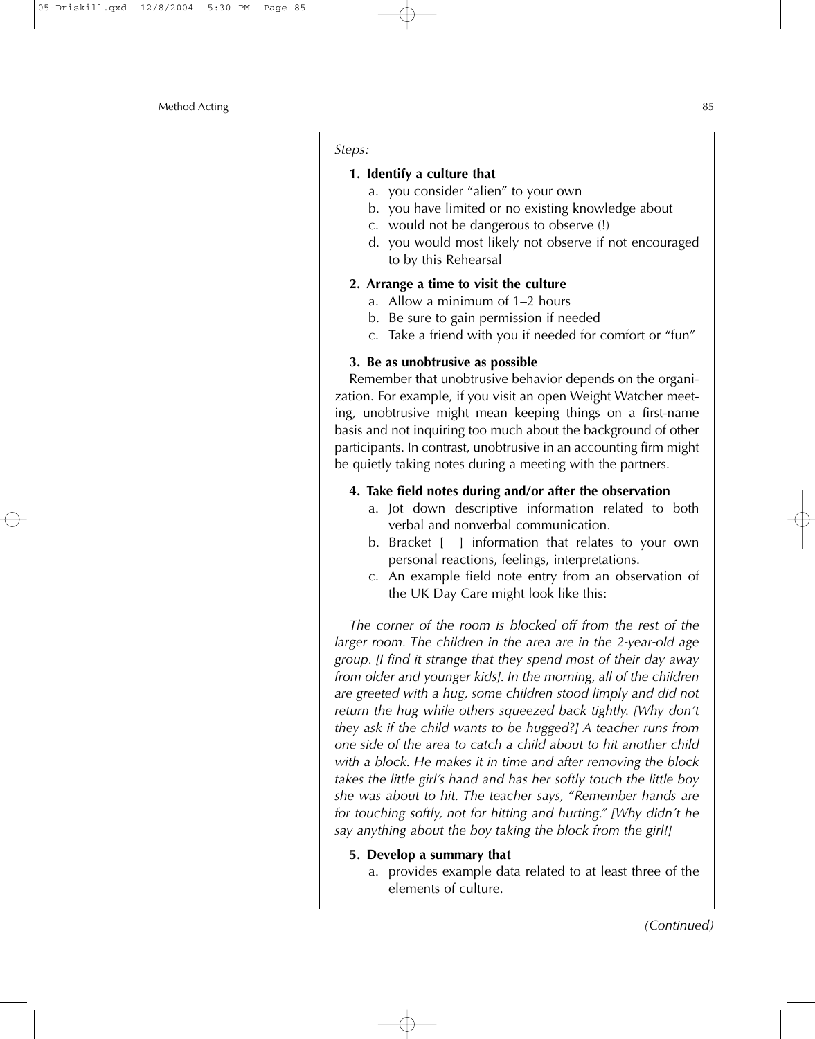*Steps:*

**1. Identify a culture that**

a. you consider "alien" to your own
b. you have limited or no existing knowledge about
c. would not be dangerous to observe (!)
d. you would most likely not observe if not encouraged to by this Rehearsal

**2. Arrange a time to visit the culture**

a. Allow a minimum of 1–2 hours
b. Be sure to gain permission if needed
c. Take a friend with you if needed for comfort or "fun"

**3. Be as unobtrusive as possible**

Remember that unobtrusive behavior depends on the organization. For example, if you visit an open Weight Watcher meeting, unobtrusive might mean keeping things on a first-name basis and not inquiring too much about the background of other participants. In contrast, unobtrusive in an accounting firm might be quietly taking notes during a meeting with the partners.

**4. Take field notes during and/or after the observation**

a. Jot down descriptive information related to both verbal and nonverbal communication.
b. Bracket [ ] information that relates to your own personal reactions, feelings, interpretations.
c. An example field note entry from an observation of the UK Day Care might look like this:

*The corner of the room is blocked off from the rest of the larger room. The children in the area are in the 2-year-old age group. [I find it strange that they spend most of their day away from older and younger kids]. In the morning, all of the children are greeted with a hug, some children stood limply and did not return the hug while others squeezed back tightly. [Why don't they ask if the child wants to be hugged?] A teacher runs from one side of the area to catch a child about to hit another child with a block. He makes it in time and after removing the block takes the little girl's hand and has her softly touch the little boy she was about to hit. The teacher says, "Remember hands are for touching softly, not for hitting and hurting." [Why didn't he say anything about the boy taking the block from the girl!]*

**5. Develop a summary that**

a. provides example data related to at least three of the elements of culture.

*(Continued)*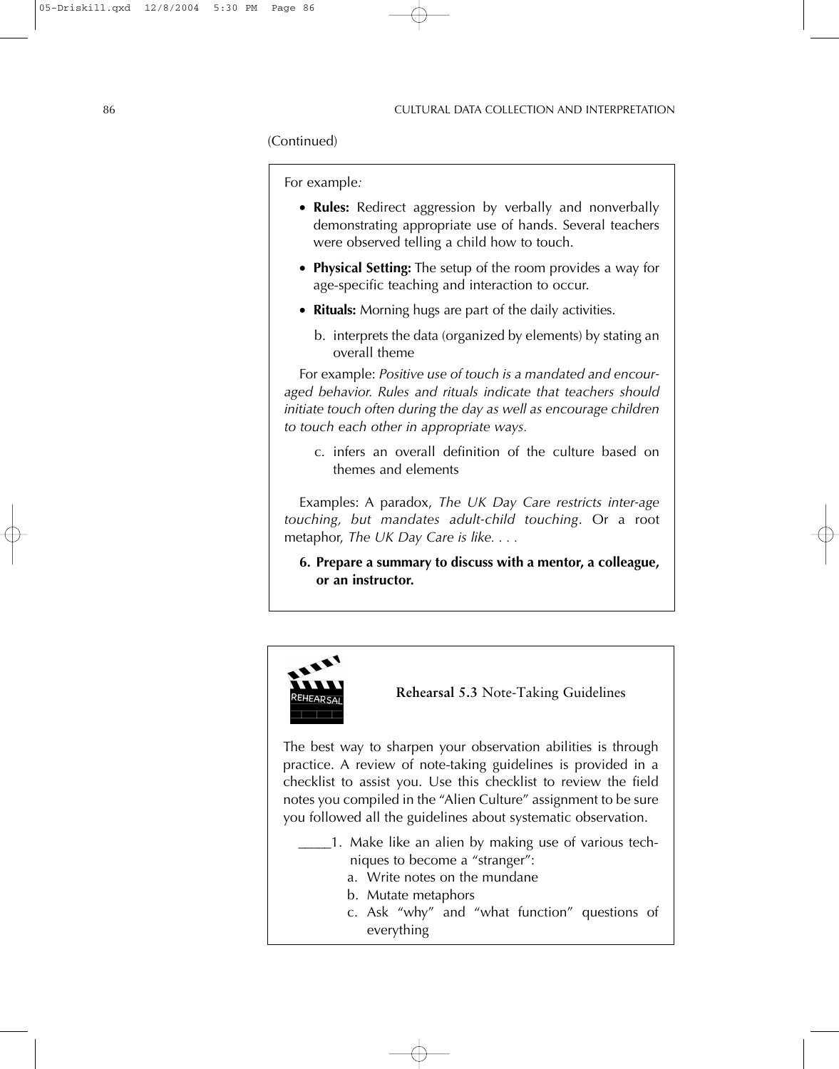(Continued)

For example:

- **Rules:** Redirect aggression by verbally and nonverbally demonstrating appropriate use of hands. Several teachers were observed telling a child how to touch.
- **Physical Setting:** The setup of the room provides a way for age-specific teaching and interaction to occur.
- **Rituals:** Morning hugs are part of the daily activities.

b. interprets the data (organized by elements) by stating an overall theme

For example: *Positive use of touch is a mandated and encouraged behavior. Rules and rituals indicate that teachers should initiate touch often during the day as well as encourage children to touch each other in appropriate ways.*

c. infers an overall definition of the culture based on themes and elements

Examples: A paradox, *The UK Day Care restricts inter-age touching, but mandates adult-child touching*. Or a root metaphor, *The UK Day Care is like. . . .*

**6. Prepare a summary to discuss with a mentor, a colleague, or an instructor.**

---

REHEARSAL

**Rehearsal 5.3** Note-Taking Guidelines

The best way to sharpen your observation abilities is through practice. A review of note-taking guidelines is provided in a checklist to assist you. Use this checklist to review the field notes you compiled in the "Alien Culture" assignment to be sure you followed all the guidelines about systematic observation.

_____1. Make like an alien by making use of various techniques to become a "stranger":

a. Write notes on the mundane

b. Mutate metaphors

c. Ask "why" and "what function" questions of everything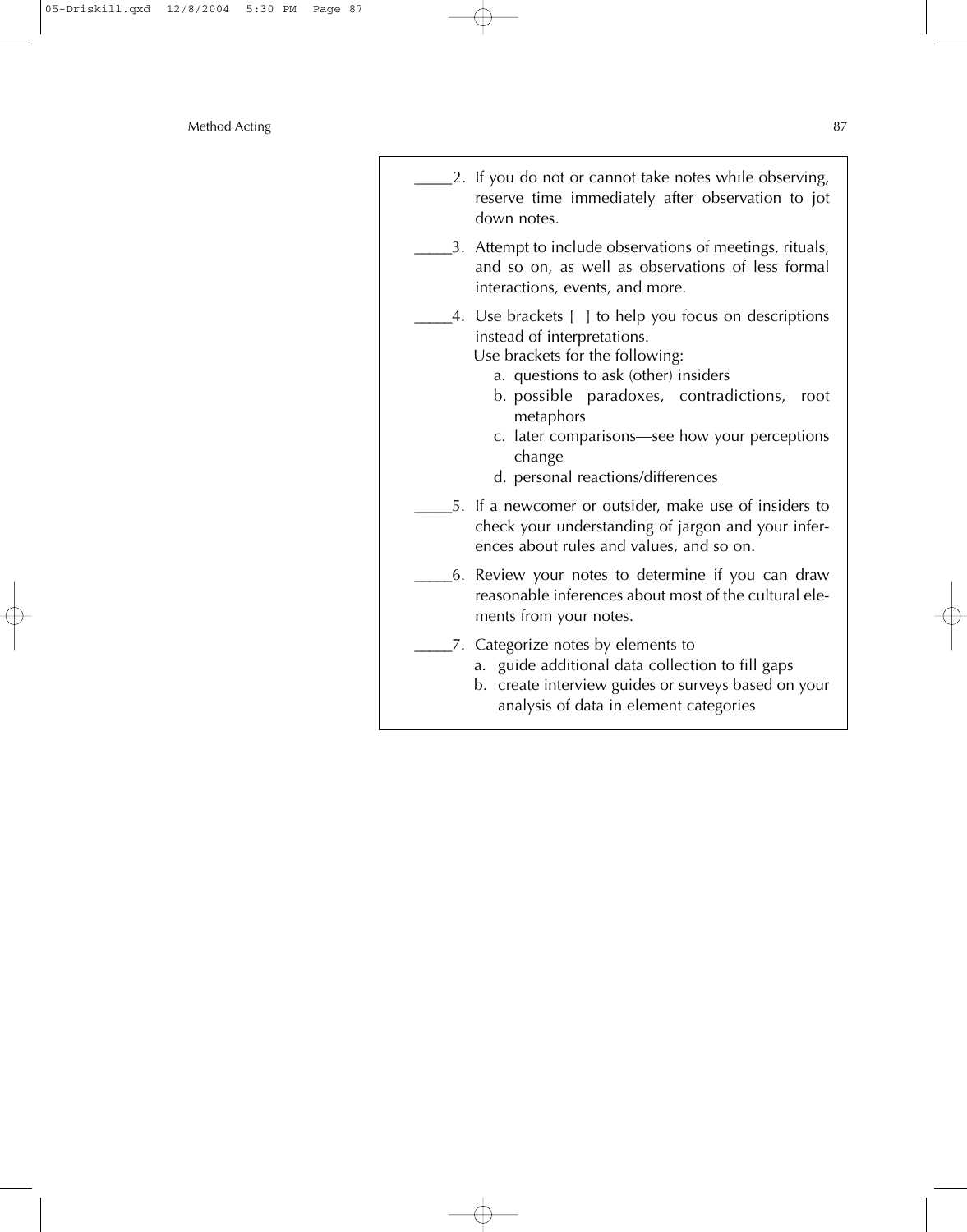_____2. If you do not or cannot take notes while observing, reserve time immediately after observation to jot down notes.

_____3. Attempt to include observations of meetings, rituals, and so on, as well as observations of less formal interactions, events, and more.

_____4. Use brackets [ ] to help you focus on descriptions instead of interpretations.
Use brackets for the following:
  a. questions to ask (other) insiders
  b. possible paradoxes, contradictions, root metaphors
  c. later comparisons—see how your perceptions change
  d. personal reactions/differences

_____5. If a newcomer or outsider, make use of insiders to check your understanding of jargon and your inferences about rules and values, and so on.

_____6. Review your notes to determine if you can draw reasonable inferences about most of the cultural elements from your notes.

_____7. Categorize notes by elements to
  a. guide additional data collection to fill gaps
  b. create interview guides or surveys based on your analysis of data in element categories